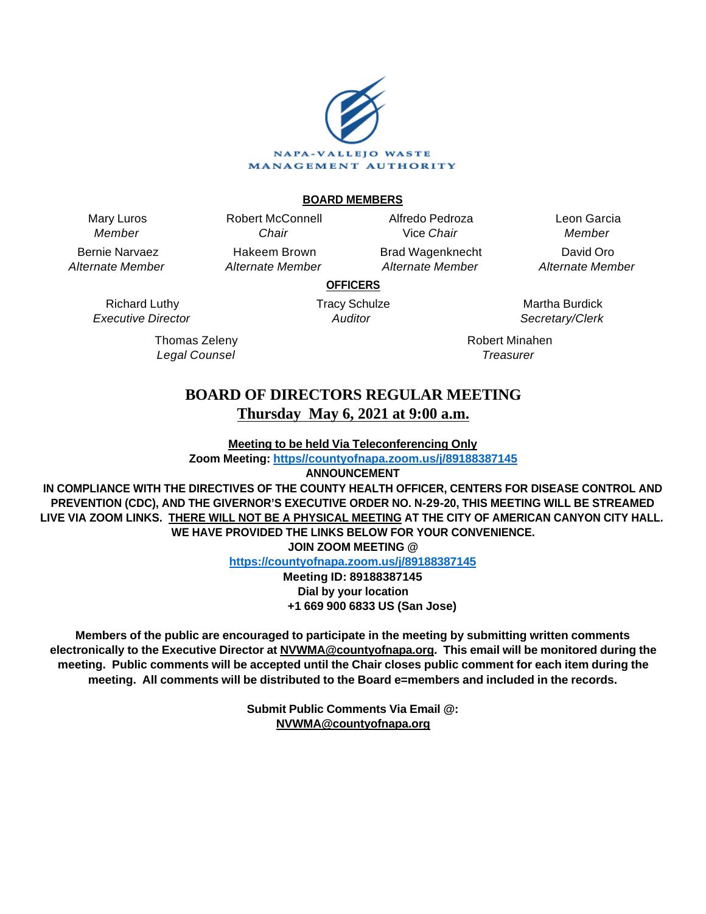NAPA-VALLEJO WASTE MANAGEMENT AUTHORITY

**BOARD MEMBERS**

| | | | |
|---|---|---|---|
| Mary Luros<br>*Member* | Robert McConnell<br>*Chair* | Alfredo Pedroza<br>Vice *Chair* | Leon Garcia<br>*Member* |
| Bernie Narvaez<br>*Alternate Member* | Hakeem Brown<br>*Alternate Member* | Brad Wagenknecht<br>*Alternate Member* | David Oro<br>*Alternate Member* |

**OFFICERS**

| | | |
|---|---|---|
| Richard Luthy<br>*Executive Director* | Tracy Schulze<br>*Auditor* | Martha Burdick<br>*Secretary/Clerk* |
| Thomas Zeleny<br>*Legal Counsel* | | Robert Minahen<br>*Treasurer* |

# BOARD OF DIRECTORS REGULAR MEETING

## Thursday May 6, 2021 at 9:00 a.m.

**Meeting to be held Via Teleconferencing Only**

**Zoom Meeting: https//countyofnapa.zoom.us/j/89188387145**

**ANNOUNCEMENT**

**IN COMPLIANCE WITH THE DIRECTIVES OF THE COUNTY HEALTH OFFICER, CENTERS FOR DISEASE CONTROL AND PREVENTION (CDC), AND THE GIVERNOR'S EXECUTIVE ORDER NO. N-29-20, THIS MEETING WILL BE STREAMED LIVE VIA ZOOM LINKS. THERE WILL NOT BE A PHYSICAL MEETING AT THE CITY OF AMERICAN CANYON CITY HALL. WE HAVE PROVIDED THE LINKS BELOW FOR YOUR CONVENIENCE.**

**JOIN ZOOM MEETING @**

**https://countyofnapa.zoom.us/j/89188387145**

**Meeting ID: 89188387145**

**Dial by your location**

**+1 669 900 6833 US (San Jose)**

**Members of the public are encouraged to participate in the meeting by submitting written comments electronically to the Executive Director at NVWMA@countyofnapa.org. This email will be monitored during the meeting. Public comments will be accepted until the Chair closes public comment for each item during the meeting. All comments will be distributed to the Board e=members and included in the records.**

**Submit Public Comments Via Email @:**
**NVWMA@countyofnapa.org**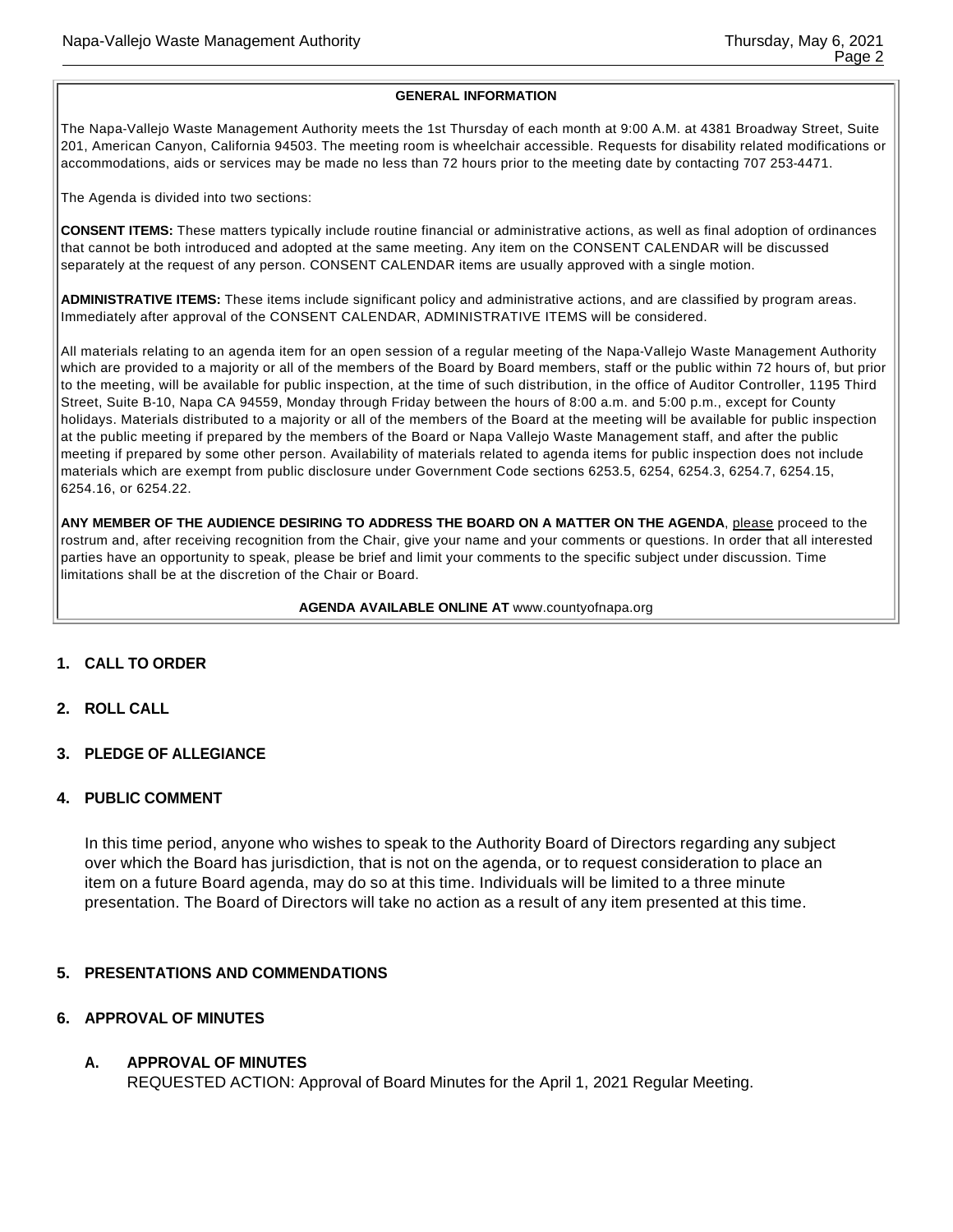**GENERAL INFORMATION**

The Napa-Vallejo Waste Management Authority meets the 1st Thursday of each month at 9:00 A.M. at 4381 Broadway Street, Suite 201, American Canyon, California 94503. The meeting room is wheelchair accessible. Requests for disability related modifications or accommodations, aids or services may be made no less than 72 hours prior to the meeting date by contacting 707 253-4471.

The Agenda is divided into two sections:

**CONSENT ITEMS:** These matters typically include routine financial or administrative actions, as well as final adoption of ordinances that cannot be both introduced and adopted at the same meeting. Any item on the CONSENT CALENDAR will be discussed separately at the request of any person. CONSENT CALENDAR items are usually approved with a single motion.

**ADMINISTRATIVE ITEMS:** These items include significant policy and administrative actions, and are classified by program areas. Immediately after approval of the CONSENT CALENDAR, ADMINISTRATIVE ITEMS will be considered.

All materials relating to an agenda item for an open session of a regular meeting of the Napa-Vallejo Waste Management Authority which are provided to a majority or all of the members of the Board by Board members, staff or the public within 72 hours of, but prior to the meeting, will be available for public inspection, at the time of such distribution, in the office of Auditor Controller, 1195 Third Street, Suite B-10, Napa CA 94559, Monday through Friday between the hours of 8:00 a.m. and 5:00 p.m., except for County holidays. Materials distributed to a majority or all of the members of the Board at the meeting will be available for public inspection at the public meeting if prepared by the members of the Board or Napa Vallejo Waste Management staff, and after the public meeting if prepared by some other person. Availability of materials related to agenda items for public inspection does not include materials which are exempt from public disclosure under Government Code sections 6253.5, 6254, 6254.3, 6254.7, 6254.15, 6254.16, or 6254.22.

**ANY MEMBER OF THE AUDIENCE DESIRING TO ADDRESS THE BOARD ON A MATTER ON THE AGENDA**, please proceed to the rostrum and, after receiving recognition from the Chair, give your name and your comments or questions. In order that all interested parties have an opportunity to speak, please be brief and limit your comments to the specific subject under discussion. Time limitations shall be at the discretion of the Chair or Board.

**AGENDA AVAILABLE ONLINE AT** www.countyofnapa.org

## 1. CALL TO ORDER

## 2. ROLL CALL

## 3. PLEDGE OF ALLEGIANCE

## 4. PUBLIC COMMENT

In this time period, anyone who wishes to speak to the Authority Board of Directors regarding any subject over which the Board has jurisdiction, that is not on the agenda, or to request consideration to place an item on a future Board agenda, may do so at this time. Individuals will be limited to a three minute presentation. The Board of Directors will take no action as a result of any item presented at this time.

## 5. PRESENTATIONS AND COMMENDATIONS

## 6. APPROVAL OF MINUTES

### A. APPROVAL OF MINUTES

REQUESTED ACTION: Approval of Board Minutes for the April 1, 2021 Regular Meeting.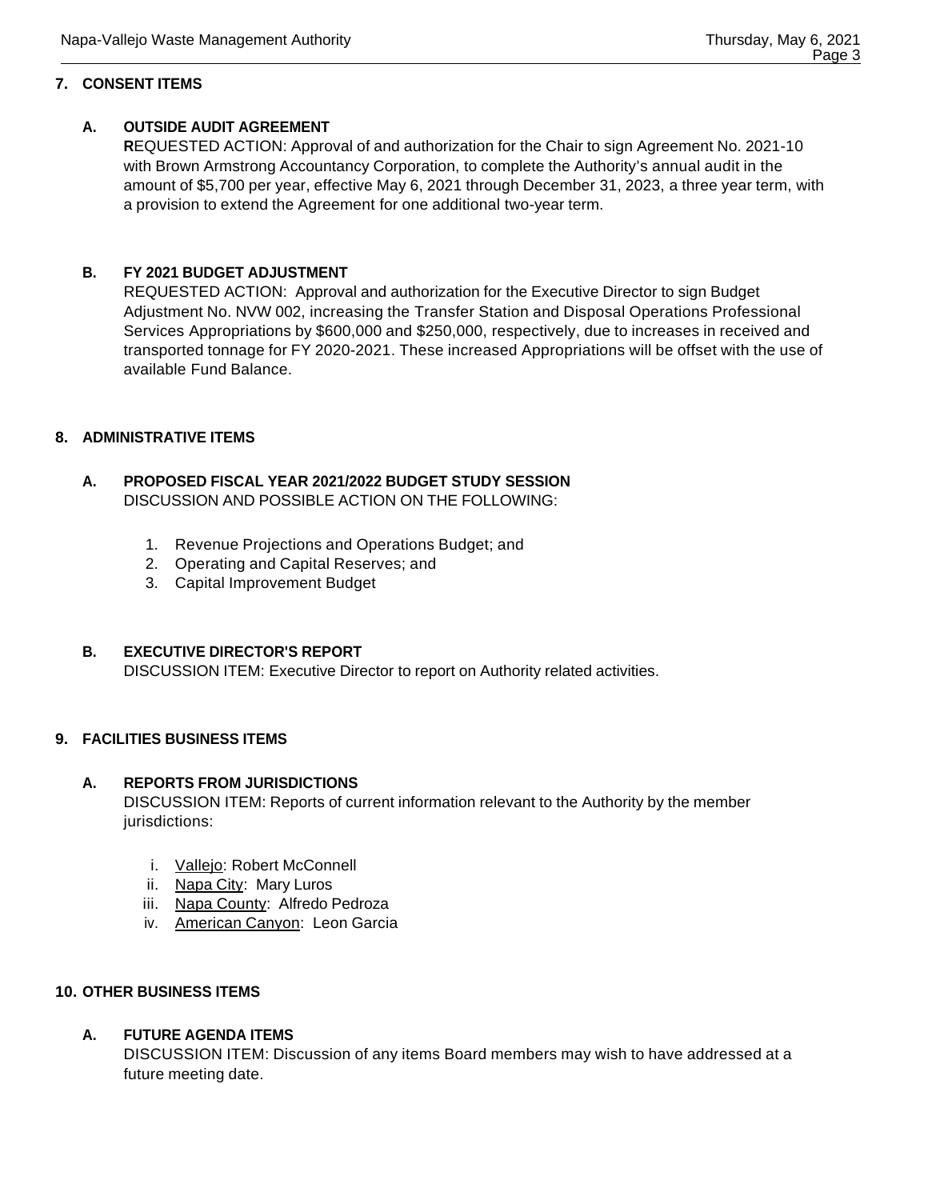## 7. CONSENT ITEMS

### A. OUTSIDE AUDIT AGREEMENT

**R**EQUESTED ACTION: Approval of and authorization for the Chair to sign Agreement No. 2021-10 with Brown Armstrong Accountancy Corporation, to complete the Authority's annual audit in the amount of $5,700 per year, effective May 6, 2021 through December 31, 2023, a three year term, with a provision to extend the Agreement for one additional two-year term.

### B. FY 2021 BUDGET ADJUSTMENT

REQUESTED ACTION: Approval and authorization for the Executive Director to sign Budget Adjustment No. NVW 002, increasing the Transfer Station and Disposal Operations Professional Services Appropriations by $600,000 and $250,000, respectively, due to increases in received and transported tonnage for FY 2020-2021. These increased Appropriations will be offset with the use of available Fund Balance.

## 8. ADMINISTRATIVE ITEMS

### A. PROPOSED FISCAL YEAR 2021/2022 BUDGET STUDY SESSION

DISCUSSION AND POSSIBLE ACTION ON THE FOLLOWING:

1. Revenue Projections and Operations Budget; and
2. Operating and Capital Reserves; and
3. Capital Improvement Budget

### B. EXECUTIVE DIRECTOR'S REPORT

DISCUSSION ITEM: Executive Director to report on Authority related activities.

## 9. FACILITIES BUSINESS ITEMS

### A. REPORTS FROM JURISDICTIONS

DISCUSSION ITEM: Reports of current information relevant to the Authority by the member jurisdictions:

i. Vallejo: Robert McConnell
ii. Napa City: Mary Luros
iii. Napa County: Alfredo Pedroza
iv. American Canyon: Leon Garcia

## 10. OTHER BUSINESS ITEMS

### A. FUTURE AGENDA ITEMS

DISCUSSION ITEM: Discussion of any items Board members may wish to have addressed at a future meeting date.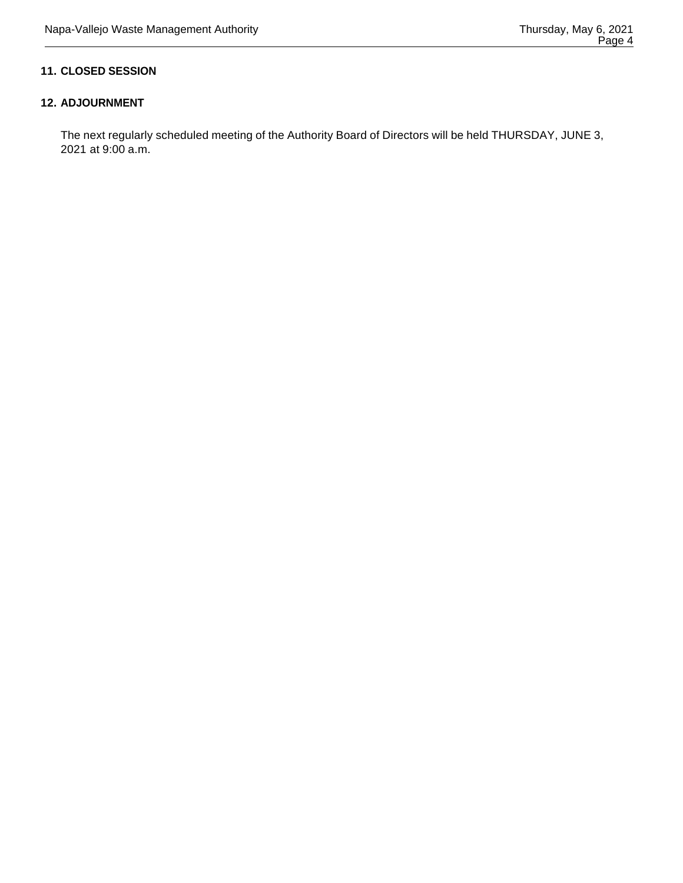**11. CLOSED SESSION**

**12. ADJOURNMENT**

The next regularly scheduled meeting of the Authority Board of Directors will be held THURSDAY, JUNE 3, 2021 at 9:00 a.m.